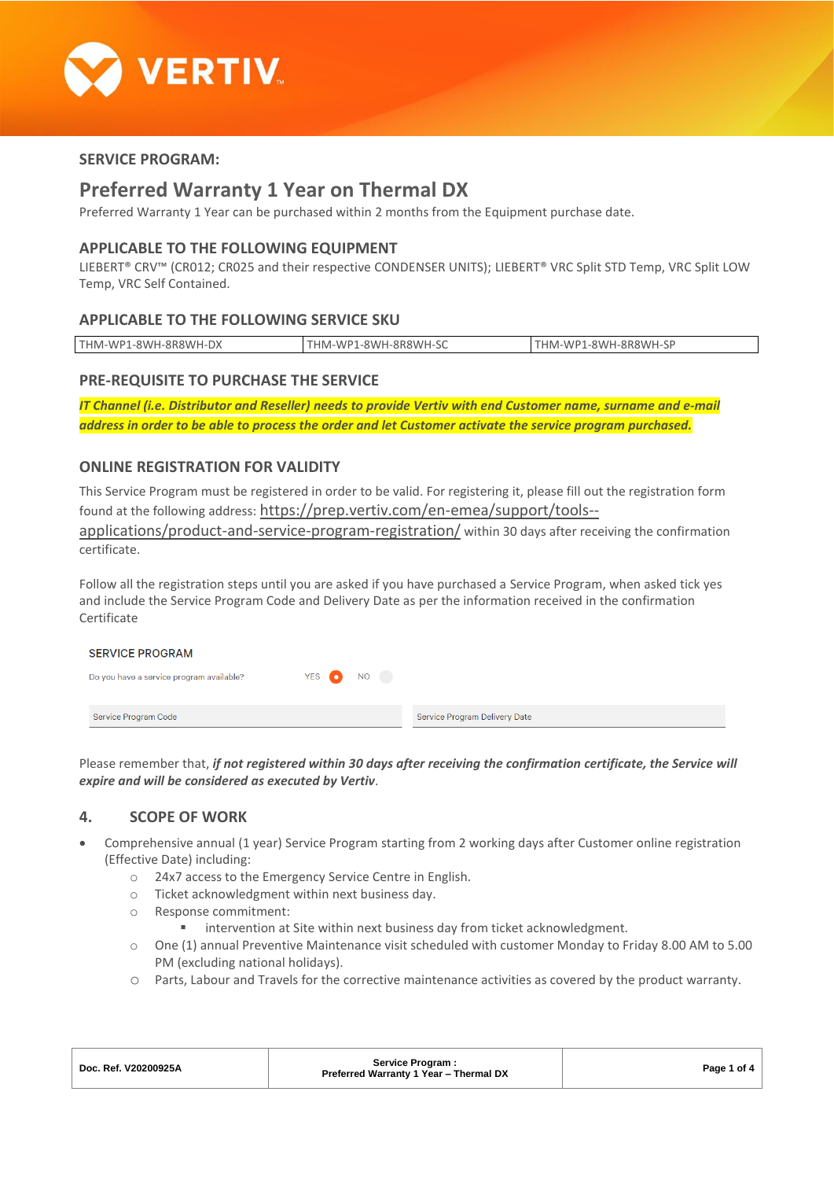## SERVICE PROGRAM:

# Preferred Warranty 1 Year on Thermal DX

Preferred Warranty 1 Year can be purchased within 2 months from the Equipment purchase date.

## APPLICABLE TO THE FOLLOWING EQUIPMENT

LIEBERT® CRV™ (CR012; CR025 and their respective CONDENSER UNITS); LIEBERT® VRC Split STD Temp, VRC Split LOW Temp, VRC Self Contained.

## APPLICABLE TO THE FOLLOWING SERVICE SKU

| THM-WP1-8WH-8R8WH-DX | THM-WP1-8WH-8R8WH-SC | THM-WP1-8WH-8R8WH-SP |
|---|---|---|

## PRE-REQUISITE TO PURCHASE THE SERVICE

***IT Channel (i.e. Distributor and Reseller) needs to provide Vertiv with end Customer name, surname and e-mail address in order to be able to process the order and let Customer activate the service program purchased.***

## ONLINE REGISTRATION FOR VALIDITY

This Service Program must be registered in order to be valid. For registering it, please fill out the registration form found at the following address: https://prep.vertiv.com/en-emea/support/tools--applications/product-and-service-program-registration/ within 30 days after receiving the confirmation certificate.

Follow all the registration steps until you are asked if you have purchased a Service Program, when asked tick yes and include the Service Program Code and Delivery Date as per the information received in the confirmation Certificate

SERVICE PROGRAM

Do you have a service program available? YES NO

Service Program Code | Service Program Delivery Date

Please remember that, ***if not registered within 30 days after receiving the confirmation certificate, the Service will expire and will be considered as executed by Vertiv***.

## 4. SCOPE OF WORK

- Comprehensive annual (1 year) Service Program starting from 2 working days after Customer online registration (Effective Date) including:
  - 24x7 access to the Emergency Service Centre in English.
  - Ticket acknowledgment within next business day.
  - Response commitment:
    - intervention at Site within next business day from ticket acknowledgment.
  - One (1) annual Preventive Maintenance visit scheduled with customer Monday to Friday 8.00 AM to 5.00 PM (excluding national holidays).
  - Parts, Labour and Travels for the corrective maintenance activities as covered by the product warranty.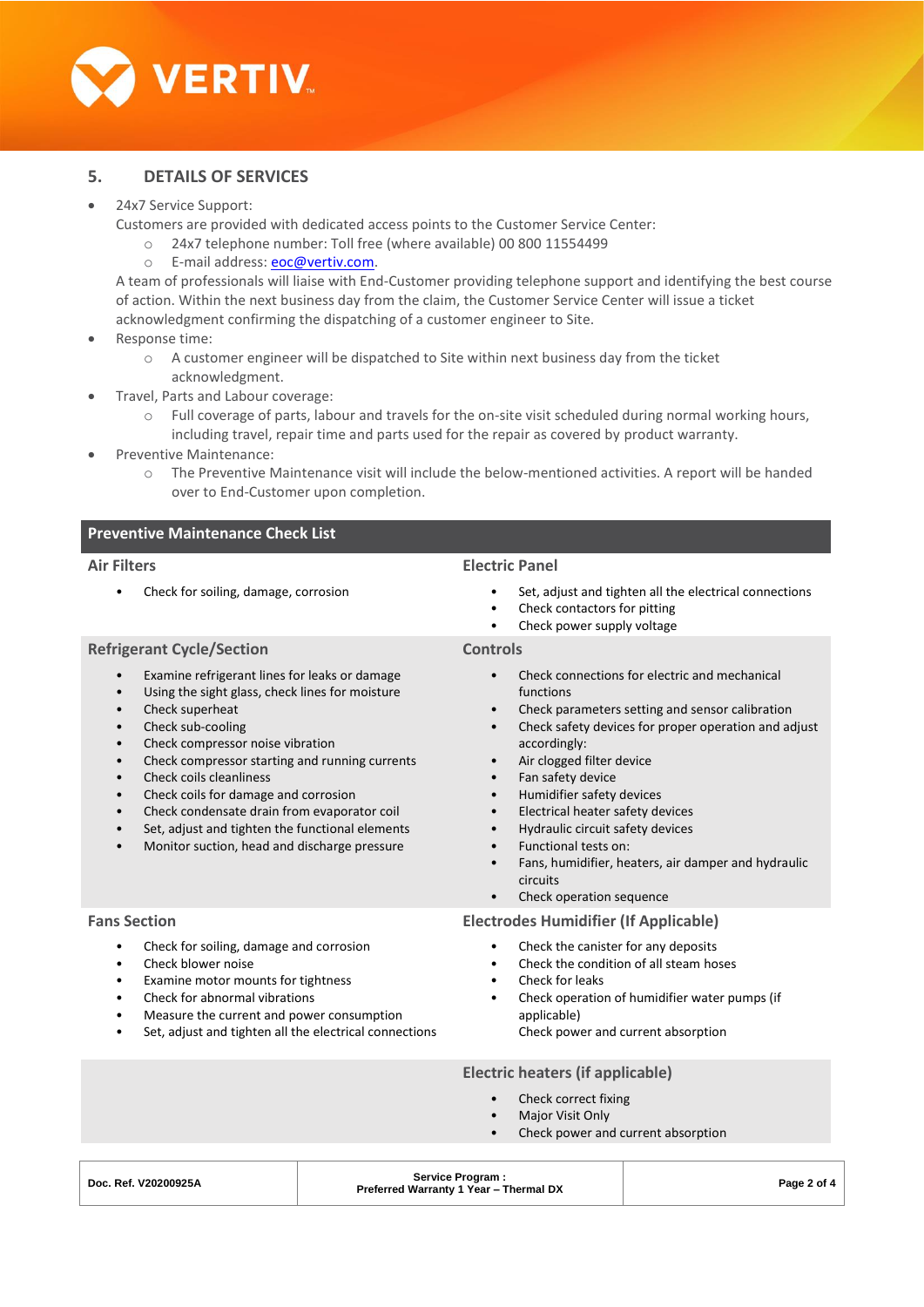## 5. DETAILS OF SERVICES

- 24x7 Service Support:
  Customers are provided with dedicated access points to the Customer Service Center:
  - 24x7 telephone number: Toll free (where available) 00 800 11554499
  - E-mail address: eoc@vertiv.com.

  A team of professionals will liaise with End-Customer providing telephone support and identifying the best course of action. Within the next business day from the claim, the Customer Service Center will issue a ticket acknowledgment confirming the dispatching of a customer engineer to Site.
- Response time:
  - A customer engineer will be dispatched to Site within next business day from the ticket acknowledgment.
- Travel, Parts and Labour coverage:
  - Full coverage of parts, labour and travels for the on-site visit scheduled during normal working hours, including travel, repair time and parts used for the repair as covered by product warranty.
- Preventive Maintenance:
  - The Preventive Maintenance visit will include the below-mentioned activities. A report will be handed over to End-Customer upon completion.

### Preventive Maintenance Check List

#### Air Filters

- Check for soiling, damage, corrosion

#### Electric Panel

- Set, adjust and tighten all the electrical connections
- Check contactors for pitting
- Check power supply voltage

#### Refrigerant Cycle/Section

- Examine refrigerant lines for leaks or damage
- Using the sight glass, check lines for moisture
- Check superheat
- Check sub-cooling
- Check compressor noise vibration
- Check compressor starting and running currents
- Check coils cleanliness
- Check coils for damage and corrosion
- Check condensate drain from evaporator coil
- Set, adjust and tighten the functional elements
- Monitor suction, head and discharge pressure

#### Controls

- Check connections for electric and mechanical functions
- Check parameters setting and sensor calibration
- Check safety devices for proper operation and adjust accordingly:
- Air clogged filter device
- Fan safety device
- Humidifier safety devices
- Electrical heater safety devices
- Hydraulic circuit safety devices
- Functional tests on:
- Fans, humidifier, heaters, air damper and hydraulic circuits
- Check operation sequence

#### Fans Section

- Check for soiling, damage and corrosion
- Check blower noise
- Examine motor mounts for tightness
- Check for abnormal vibrations
- Measure the current and power consumption
- Set, adjust and tighten all the electrical connections

#### Electrodes Humidifier (If Applicable)

- Check the canister for any deposits
- Check the condition of all steam hoses
- Check for leaks
- Check operation of humidifier water pumps (if applicable)

  Check power and current absorption

#### Electric heaters (if applicable)

- Check correct fixing
- Major Visit Only
- Check power and current absorption

| Doc. Ref. V20200925A | Service Program : Preferred Warranty 1 Year – Thermal DX |
|---|---|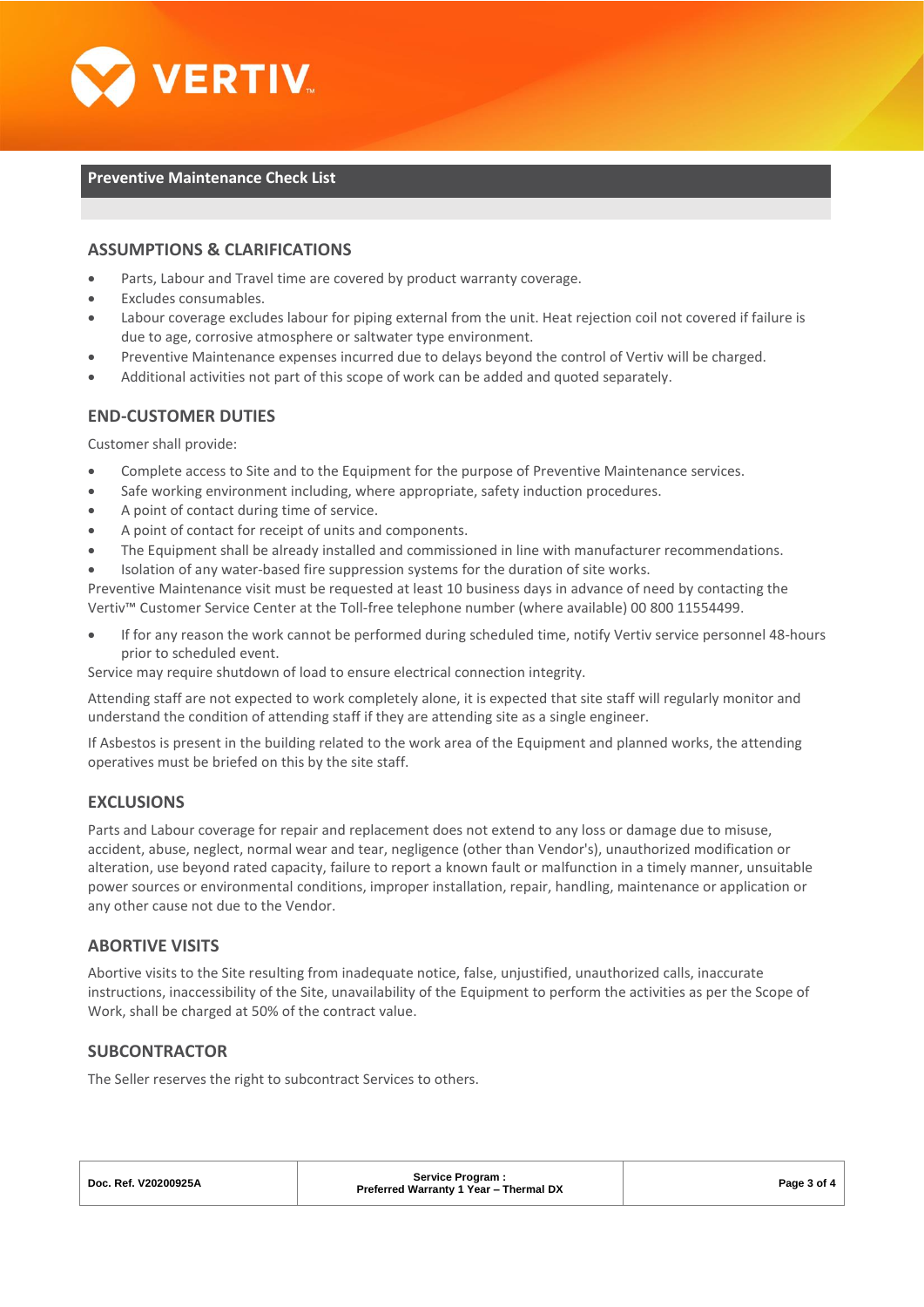## Preventive Maintenance Check List

### ASSUMPTIONS & CLARIFICATIONS

- Parts, Labour and Travel time are covered by product warranty coverage.
- Excludes consumables.
- Labour coverage excludes labour for piping external from the unit. Heat rejection coil not covered if failure is due to age, corrosive atmosphere or saltwater type environment.
- Preventive Maintenance expenses incurred due to delays beyond the control of Vertiv will be charged.
- Additional activities not part of this scope of work can be added and quoted separately.

### END-CUSTOMER DUTIES

Customer shall provide:

- Complete access to Site and to the Equipment for the purpose of Preventive Maintenance services.
- Safe working environment including, where appropriate, safety induction procedures.
- A point of contact during time of service.
- A point of contact for receipt of units and components.
- The Equipment shall be already installed and commissioned in line with manufacturer recommendations.
- Isolation of any water-based fire suppression systems for the duration of site works.

Preventive Maintenance visit must be requested at least 10 business days in advance of need by contacting the Vertiv™ Customer Service Center at the Toll-free telephone number (where available) 00 800 11554499.

- If for any reason the work cannot be performed during scheduled time, notify Vertiv service personnel 48-hours prior to scheduled event.

Service may require shutdown of load to ensure electrical connection integrity.

Attending staff are not expected to work completely alone, it is expected that site staff will regularly monitor and understand the condition of attending staff if they are attending site as a single engineer.

If Asbestos is present in the building related to the work area of the Equipment and planned works, the attending operatives must be briefed on this by the site staff.

### EXCLUSIONS

Parts and Labour coverage for repair and replacement does not extend to any loss or damage due to misuse, accident, abuse, neglect, normal wear and tear, negligence (other than Vendor's), unauthorized modification or alteration, use beyond rated capacity, failure to report a known fault or malfunction in a timely manner, unsuitable power sources or environmental conditions, improper installation, repair, handling, maintenance or application or any other cause not due to the Vendor.

### ABORTIVE VISITS

Abortive visits to the Site resulting from inadequate notice, false, unjustified, unauthorized calls, inaccurate instructions, inaccessibility of the Site, unavailability of the Equipment to perform the activities as per the Scope of Work, shall be charged at 50% of the contract value.

### SUBCONTRACTOR

The Seller reserves the right to subcontract Services to others.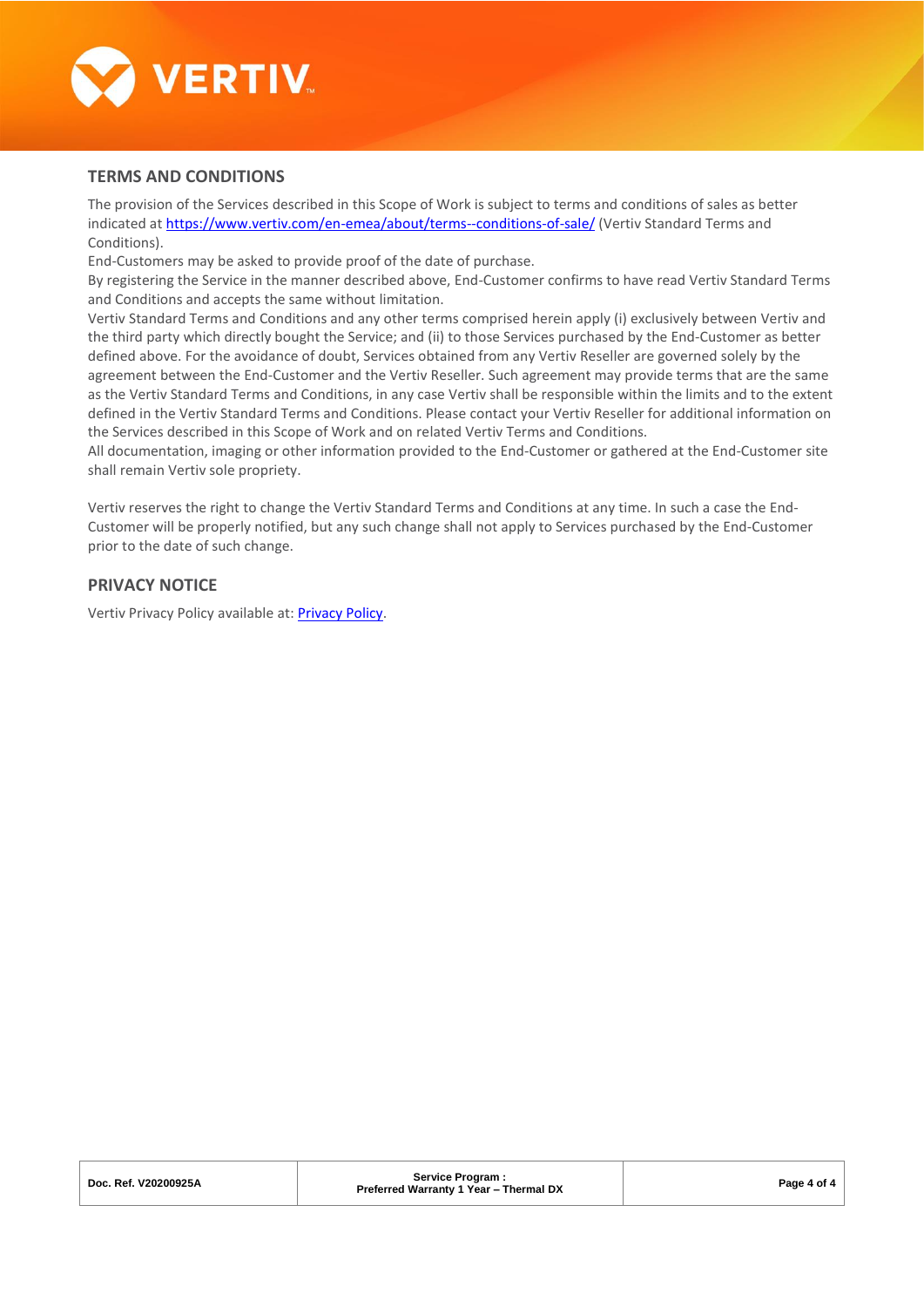## TERMS AND CONDITIONS

The provision of the Services described in this Scope of Work is subject to terms and conditions of sales as better indicated at [https://www.vertiv.com/en-emea/about/terms--conditions-of-sale/](https://www.vertiv.com/en-emea/about/terms--conditions-of-sale/) (Vertiv Standard Terms and Conditions).

End-Customers may be asked to provide proof of the date of purchase.

By registering the Service in the manner described above, End-Customer confirms to have read Vertiv Standard Terms and Conditions and accepts the same without limitation.

Vertiv Standard Terms and Conditions and any other terms comprised herein apply (i) exclusively between Vertiv and the third party which directly bought the Service; and (ii) to those Services purchased by the End-Customer as better defined above. For the avoidance of doubt, Services obtained from any Vertiv Reseller are governed solely by the agreement between the End-Customer and the Vertiv Reseller. Such agreement may provide terms that are the same as the Vertiv Standard Terms and Conditions, in any case Vertiv shall be responsible within the limits and to the extent defined in the Vertiv Standard Terms and Conditions. Please contact your Vertiv Reseller for additional information on the Services described in this Scope of Work and on related Vertiv Terms and Conditions.

All documentation, imaging or other information provided to the End-Customer or gathered at the End-Customer site shall remain Vertiv sole propriety.

Vertiv reserves the right to change the Vertiv Standard Terms and Conditions at any time. In such a case the End-Customer will be properly notified, but any such change shall not apply to Services purchased by the End-Customer prior to the date of such change.

## PRIVACY NOTICE

Vertiv Privacy Policy available at: Privacy Policy.